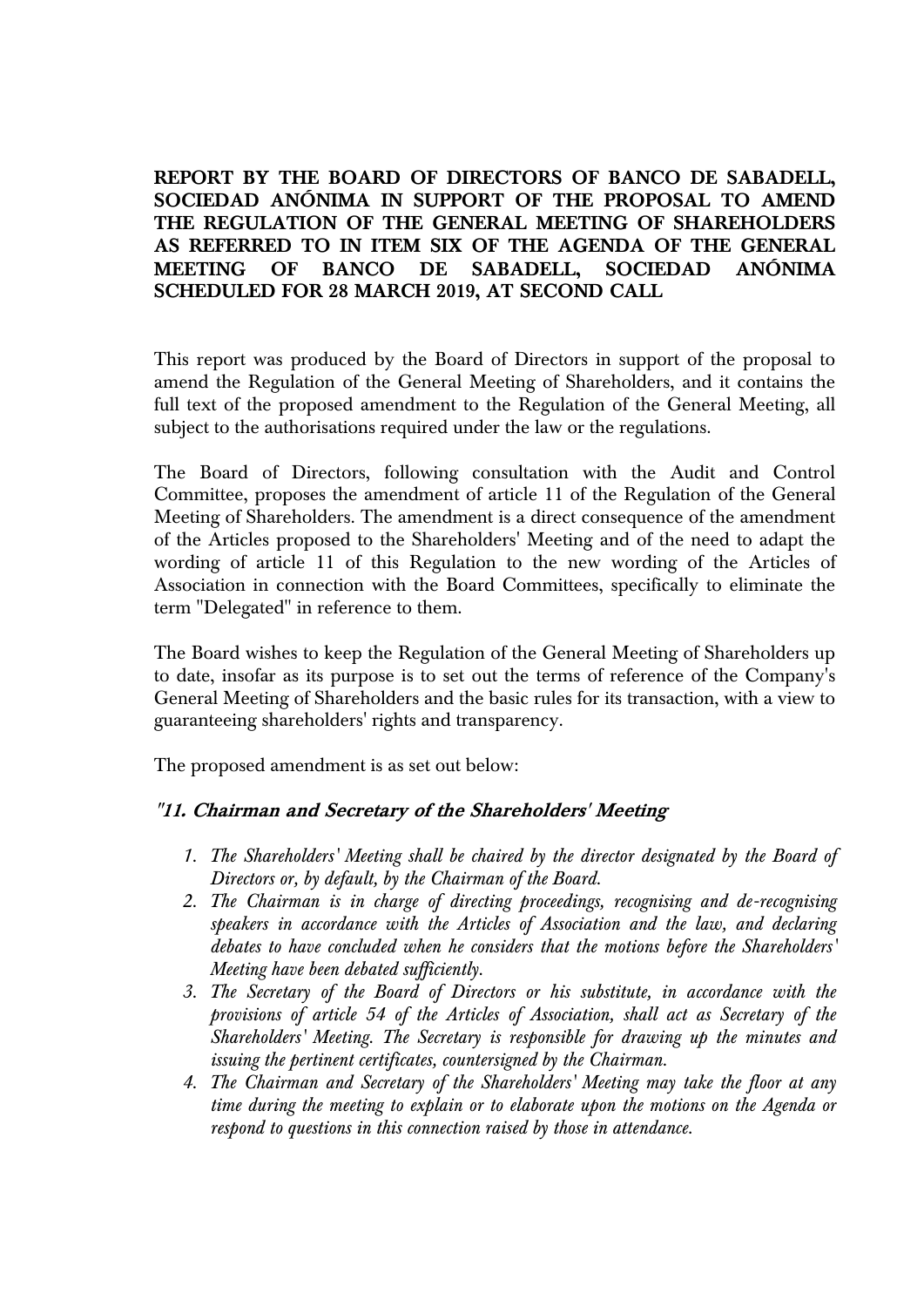**REPORT BY THE BOARD OF DIRECTORS OF BANCO DE SABADELL, SOCIEDAD ANÓNIMA IN SUPPORT OF THE PROPOSAL TO AMEND THE REGULATION OF THE GENERAL MEETING OF SHAREHOLDERS AS REFERRED TO IN ITEM SIX OF THE AGENDA OF THE GENERAL MEETING OF BANCO DE SABADELL, SOCIEDAD ANÓNIMA SCHEDULED FOR 28 MARCH 2019, AT SECOND CALL**

This report was produced by the Board of Directors in support of the proposal to amend the Regulation of the General Meeting of Shareholders, and it contains the full text of the proposed amendment to the Regulation of the General Meeting, all subject to the authorisations required under the law or the regulations.

The Board of Directors, following consultation with the Audit and Control Committee, proposes the amendment of article 11 of the Regulation of the General Meeting of Shareholders. The amendment is a direct consequence of the amendment of the Articles proposed to the Shareholders' Meeting and of the need to adapt the wording of article 11 of this Regulation to the new wording of the Articles of Association in connection with the Board Committees, specifically to eliminate the term "Delegated" in reference to them.

The Board wishes to keep the Regulation of the General Meeting of Shareholders up to date, insofar as its purpose is to set out the terms of reference of the Company's General Meeting of Shareholders and the basic rules for its transaction, with a view to guaranteeing shareholders' rights and transparency.

The proposed amendment is as set out below:

***"11. Chairman and Secretary of the Shareholders' Meeting***

1. *The Shareholders' Meeting shall be chaired by the director designated by the Board of Directors or, by default, by the Chairman of the Board.*
2. *The Chairman is in charge of directing proceedings, recognising and de-recognising speakers in accordance with the Articles of Association and the law, and declaring debates to have concluded when he considers that the motions before the Shareholders' Meeting have been debated sufficiently.*
3. *The Secretary of the Board of Directors or his substitute, in accordance with the provisions of article 54 of the Articles of Association, shall act as Secretary of the Shareholders' Meeting. The Secretary is responsible for drawing up the minutes and issuing the pertinent certificates, countersigned by the Chairman.*
4. *The Chairman and Secretary of the Shareholders' Meeting may take the floor at any time during the meeting to explain or to elaborate upon the motions on the Agenda or respond to questions in this connection raised by those in attendance.*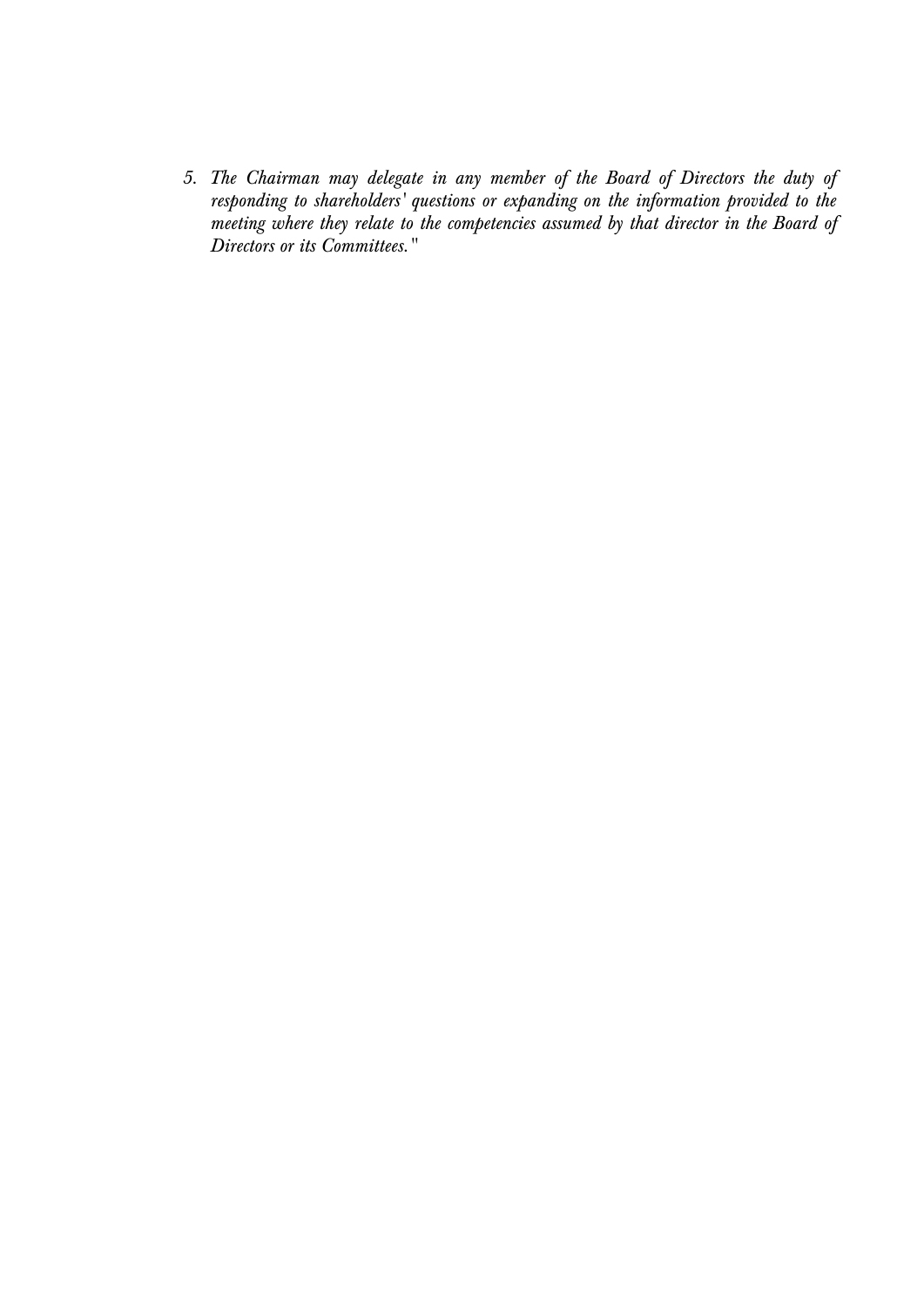5. *The Chairman may delegate in any member of the Board of Directors the duty of responding to shareholders' questions or expanding on the information provided to the meeting where they relate to the competencies assumed by that director in the Board of Directors or its Committees."*